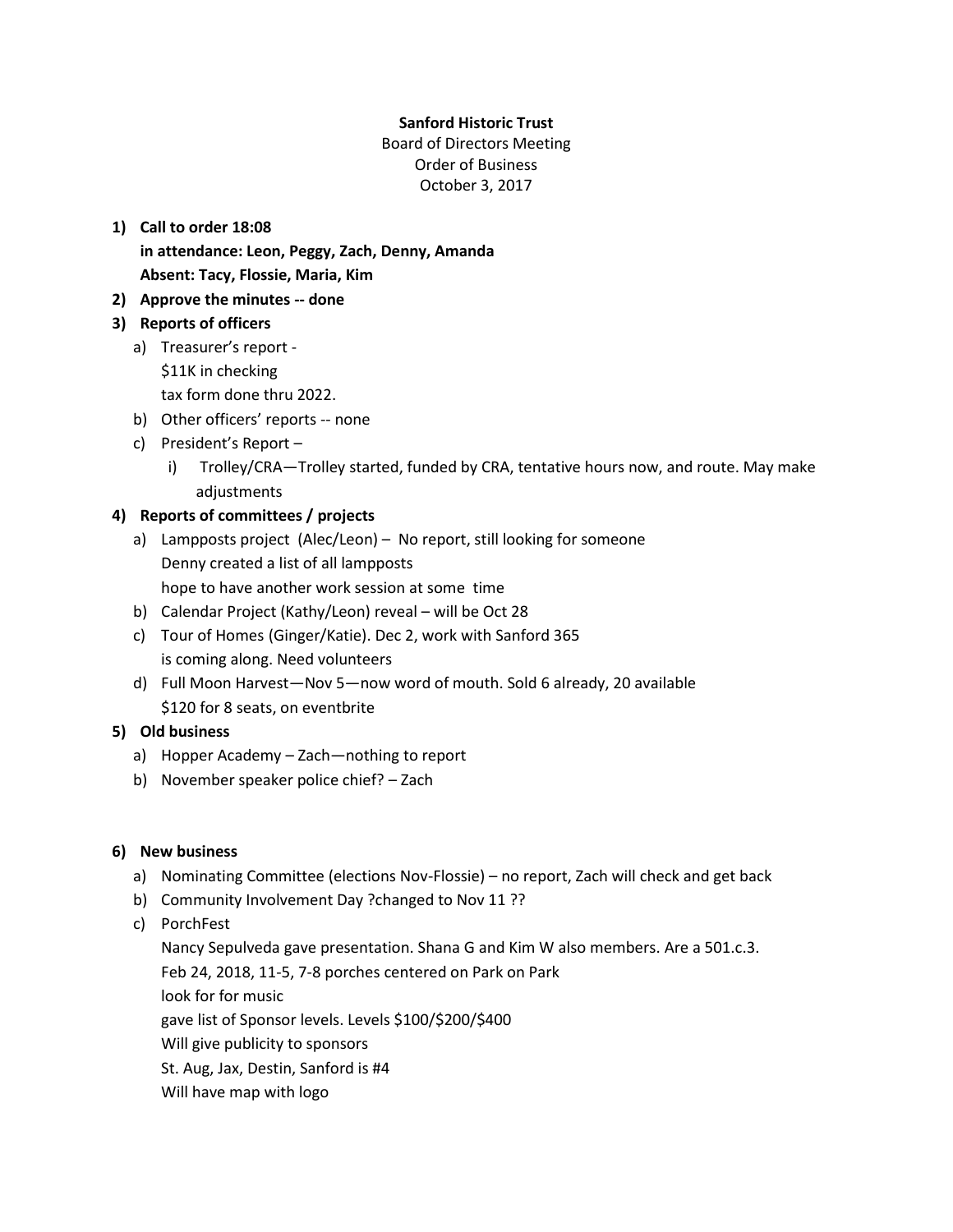**Sanford Historic Trust**

Board of Directors Meeting

Order of Business

October 3, 2017

1) **Call to order 18:08**

   **in attendance: Leon, Peggy, Zach, Denny, Amanda**

   **Absent: Tacy, Flossie, Maria, Kim**

2) **Approve the minutes -- done**

3) **Reports of officers**

   a) Treasurer's report -

      $11K in checking

      tax form done thru 2022.

   b) Other officers' reports -- none

   c) President's Report –

      i) Trolley/CRA—Trolley started, funded by CRA, tentative hours now, and route. May make adjustments

4) **Reports of committees / projects**

   a) Lampposts project (Alec/Leon) – No report, still looking for someone

      Denny created a list of all lampposts

      hope to have another work session at some time

   b) Calendar Project (Kathy/Leon) reveal – will be Oct 28

   c) Tour of Homes (Ginger/Katie). Dec 2, work with Sanford 365

      is coming along. Need volunteers

   d) Full Moon Harvest—Nov 5—now word of mouth. Sold 6 already, 20 available

      $120 for 8 seats, on eventbrite

5) **Old business**

   a) Hopper Academy – Zach—nothing to report

   b) November speaker police chief? – Zach

6) **New business**

   a) Nominating Committee (elections Nov-Flossie) – no report, Zach will check and get back

   b) Community Involvement Day ?changed to Nov 11 ??

   c) PorchFest

      Nancy Sepulveda gave presentation. Shana G and Kim W also members. Are a 501.c.3.

      Feb 24, 2018, 11-5, 7-8 porches centered on Park on Park

      look for for music

      gave list of Sponsor levels. Levels $100/$200/$400

      Will give publicity to sponsors

      St. Aug, Jax, Destin, Sanford is #4

      Will have map with logo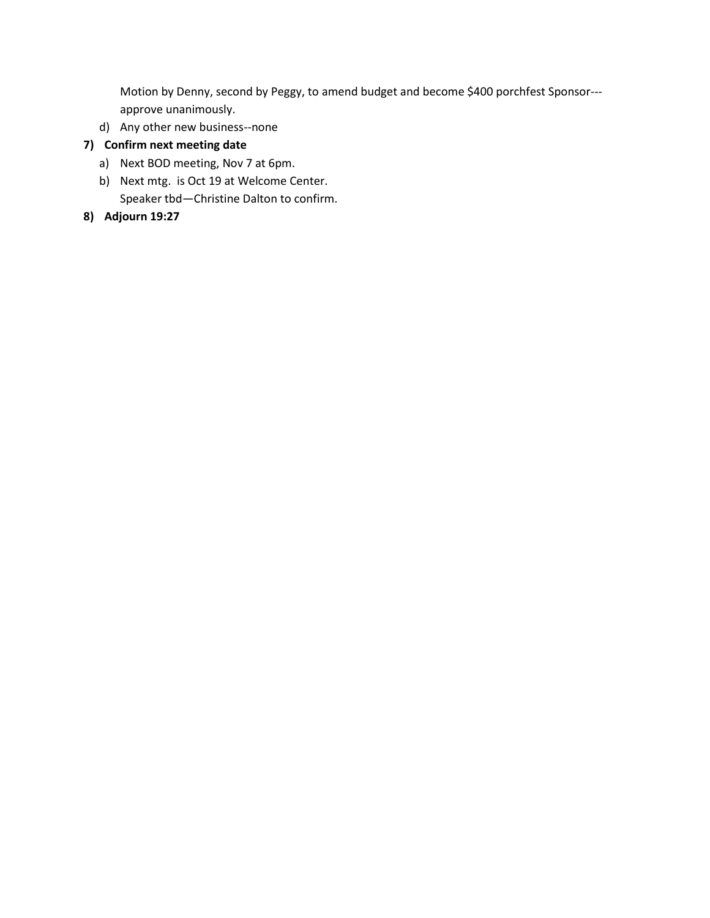Motion by Denny, second by Peggy, to amend budget and become $400 porchfest Sponsor---approve unanimously.

d) Any other new business--none

**7) Confirm next meeting date**

a) Next BOD meeting, Nov 7 at 6pm.

b) Next mtg. is Oct 19 at Welcome Center.
   Speaker tbd—Christine Dalton to confirm.

**8) Adjourn 19:27**